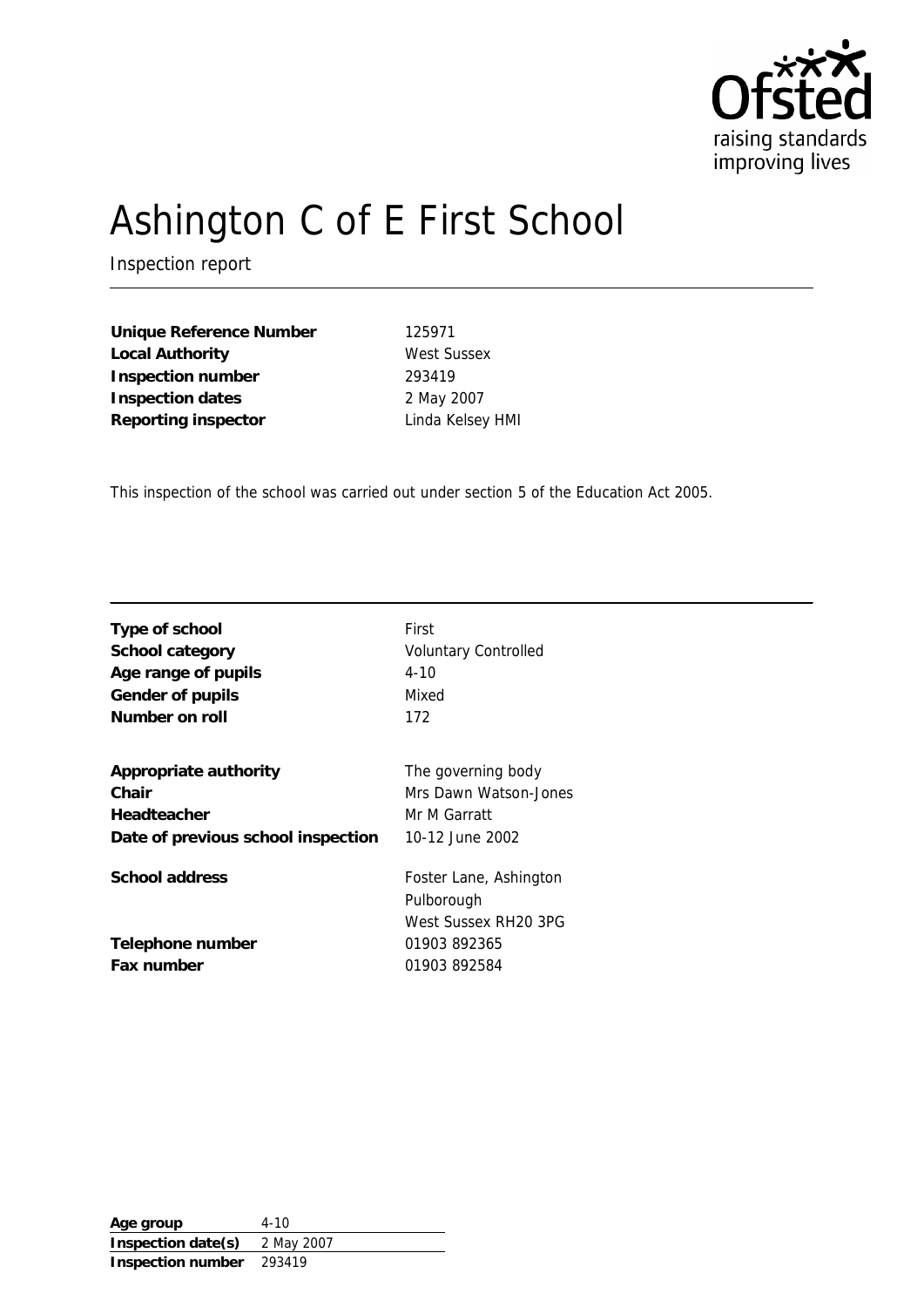# Ashington C of E First School

Inspection report

| | |
|---|---|
| **Unique Reference Number** | 125971 |
| **Local Authority** | West Sussex |
| **Inspection number** | 293419 |
| **Inspection dates** | 2 May 2007 |
| **Reporting inspector** | Linda Kelsey HMI |

This inspection of the school was carried out under section 5 of the Education Act 2005.

| | |
|---|---|
| **Type of school** | First |
| **School category** | Voluntary Controlled |
| **Age range of pupils** | 4-10 |
| **Gender of pupils** | Mixed |
| **Number on roll** | 172 |
| | |
| **Appropriate authority** | The governing body |
| **Chair** | Mrs Dawn Watson-Jones |
| **Headteacher** | Mr M Garratt |
| **Date of previous school inspection** | 10-12 June 2002 |
| | |
| **School address** | Foster Lane, Ashington<br>Pulborough<br>West Sussex RH20 3PG |
| **Telephone number** | 01903 892365 |
| **Fax number** | 01903 892584 |

| | |
|---|---|
| **Age group** | 4-10 |
| **Inspection date(s)** | 2 May 2007 |
| **Inspection number** | 293419 |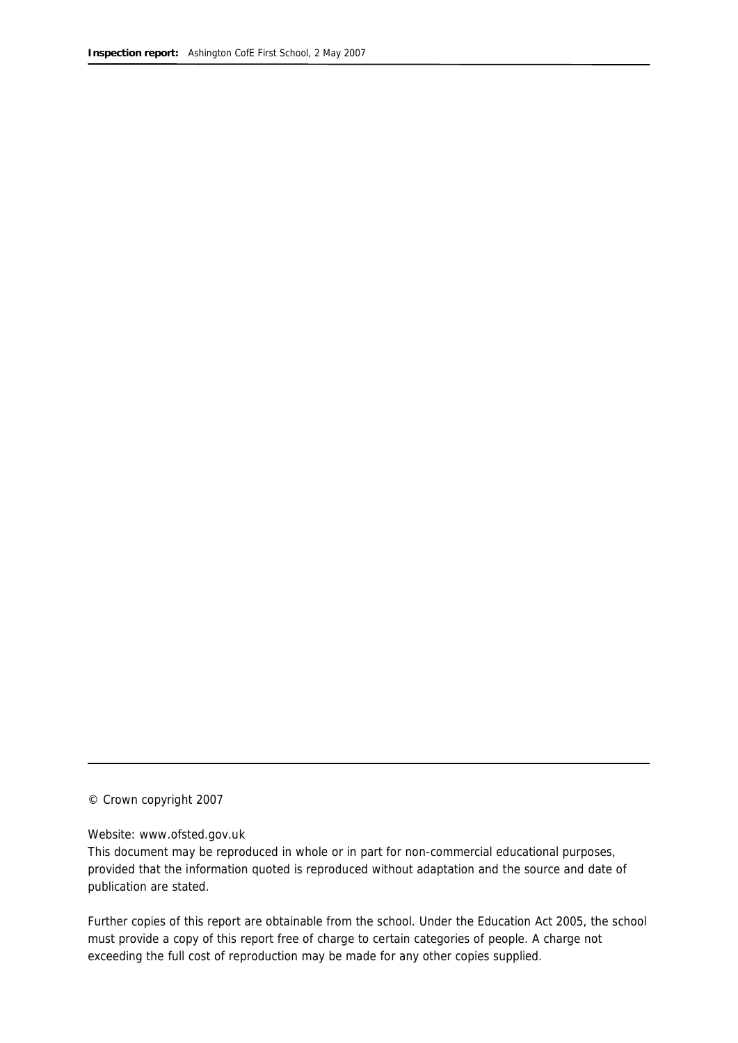© Crown copyright 2007

Website: www.ofsted.gov.uk

This document may be reproduced in whole or in part for non-commercial educational purposes, provided that the information quoted is reproduced without adaptation and the source and date of publication are stated.

Further copies of this report are obtainable from the school. Under the Education Act 2005, the school must provide a copy of this report free of charge to certain categories of people. A charge not exceeding the full cost of reproduction may be made for any other copies supplied.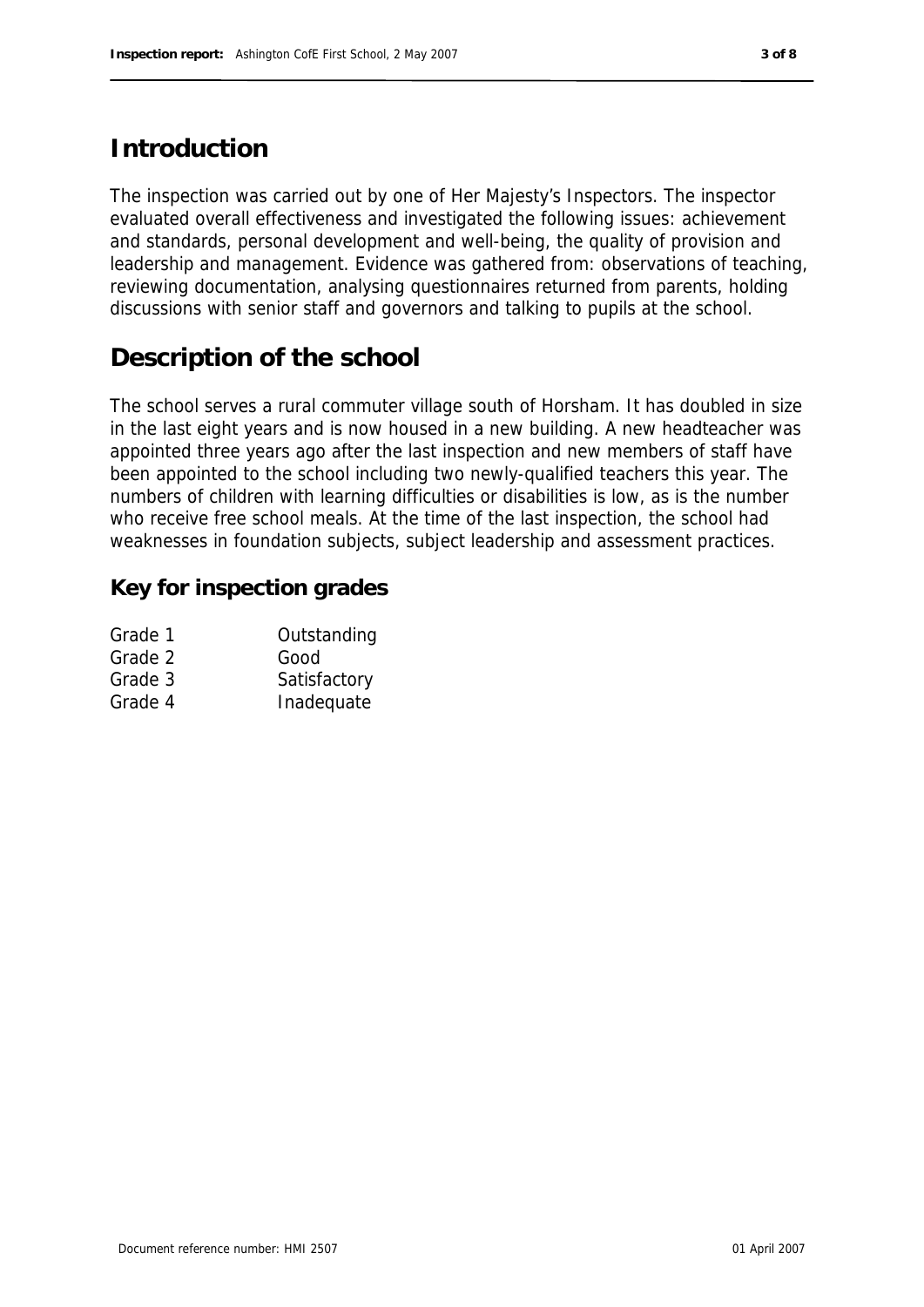## Introduction

The inspection was carried out by one of Her Majesty's Inspectors. The inspector evaluated overall effectiveness and investigated the following issues: achievement and standards, personal development and well-being, the quality of provision and leadership and management. Evidence was gathered from: observations of teaching, reviewing documentation, analysing questionnaires returned from parents, holding discussions with senior staff and governors and talking to pupils at the school.

## Description of the school

The school serves a rural commuter village south of Horsham. It has doubled in size in the last eight years and is now housed in a new building. A new headteacher was appointed three years ago after the last inspection and new members of staff have been appointed to the school including two newly-qualified teachers this year. The numbers of children with learning difficulties or disabilities is low, as is the number who receive free school meals. At the time of the last inspection, the school had weaknesses in foundation subjects, subject leadership and assessment practices.

### Key for inspection grades

| | |
|---|---|
| Grade 1 | Outstanding |
| Grade 2 | Good |
| Grade 3 | Satisfactory |
| Grade 4 | Inadequate |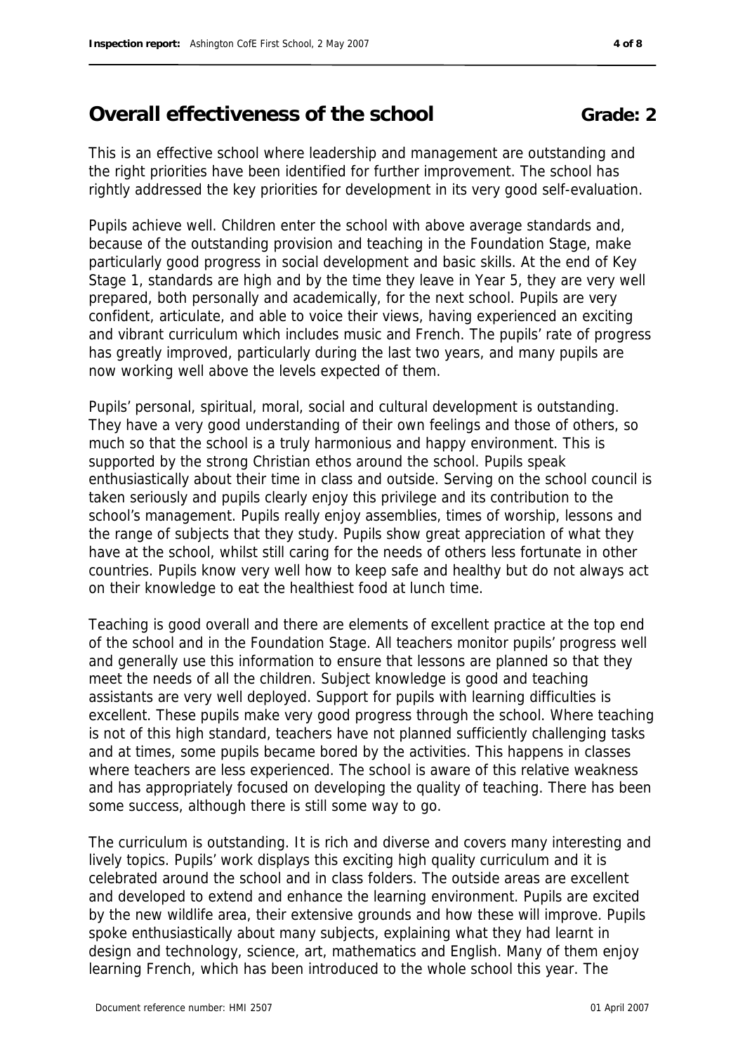## Overall effectiveness of the school **Grade: 2**

This is an effective school where leadership and management are outstanding and the right priorities have been identified for further improvement. The school has rightly addressed the key priorities for development in its very good self-evaluation.

Pupils achieve well. Children enter the school with above average standards and, because of the outstanding provision and teaching in the Foundation Stage, make particularly good progress in social development and basic skills. At the end of Key Stage 1, standards are high and by the time they leave in Year 5, they are very well prepared, both personally and academically, for the next school. Pupils are very confident, articulate, and able to voice their views, having experienced an exciting and vibrant curriculum which includes music and French. The pupils' rate of progress has greatly improved, particularly during the last two years, and many pupils are now working well above the levels expected of them.

Pupils' personal, spiritual, moral, social and cultural development is outstanding. They have a very good understanding of their own feelings and those of others, so much so that the school is a truly harmonious and happy environment. This is supported by the strong Christian ethos around the school. Pupils speak enthusiastically about their time in class and outside. Serving on the school council is taken seriously and pupils clearly enjoy this privilege and its contribution to the school's management. Pupils really enjoy assemblies, times of worship, lessons and the range of subjects that they study. Pupils show great appreciation of what they have at the school, whilst still caring for the needs of others less fortunate in other countries. Pupils know very well how to keep safe and healthy but do not always act on their knowledge to eat the healthiest food at lunch time.

Teaching is good overall and there are elements of excellent practice at the top end of the school and in the Foundation Stage. All teachers monitor pupils' progress well and generally use this information to ensure that lessons are planned so that they meet the needs of all the children. Subject knowledge is good and teaching assistants are very well deployed. Support for pupils with learning difficulties is excellent. These pupils make very good progress through the school. Where teaching is not of this high standard, teachers have not planned sufficiently challenging tasks and at times, some pupils became bored by the activities. This happens in classes where teachers are less experienced. The school is aware of this relative weakness and has appropriately focused on developing the quality of teaching. There has been some success, although there is still some way to go.

The curriculum is outstanding. It is rich and diverse and covers many interesting and lively topics. Pupils' work displays this exciting high quality curriculum and it is celebrated around the school and in class folders. The outside areas are excellent and developed to extend and enhance the learning environment. Pupils are excited by the new wildlife area, their extensive grounds and how these will improve. Pupils spoke enthusiastically about many subjects, explaining what they had learnt in design and technology, science, art, mathematics and English. Many of them enjoy learning French, which has been introduced to the whole school this year. The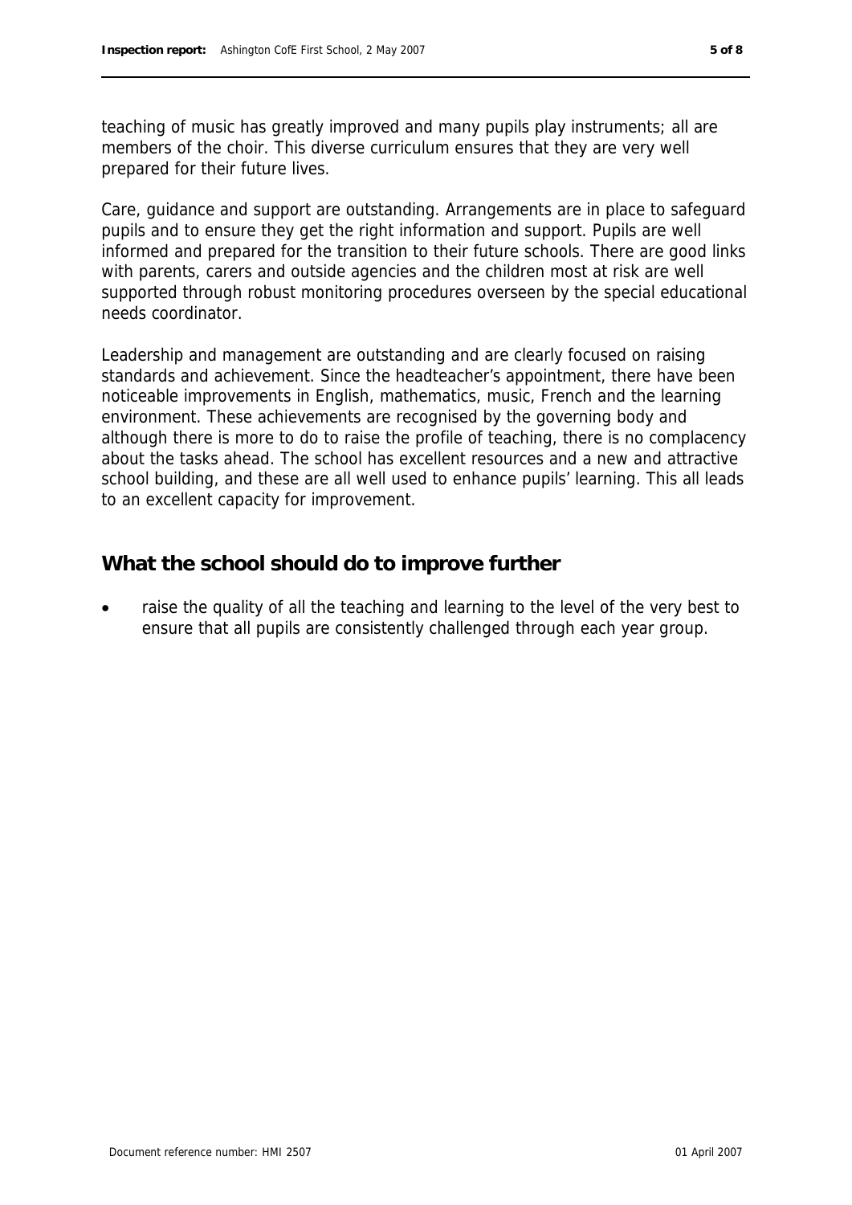teaching of music has greatly improved and many pupils play instruments; all are members of the choir. This diverse curriculum ensures that they are very well prepared for their future lives.

Care, guidance and support are outstanding. Arrangements are in place to safeguard pupils and to ensure they get the right information and support. Pupils are well informed and prepared for the transition to their future schools. There are good links with parents, carers and outside agencies and the children most at risk are well supported through robust monitoring procedures overseen by the special educational needs coordinator.

Leadership and management are outstanding and are clearly focused on raising standards and achievement. Since the headteacher's appointment, there have been noticeable improvements in English, mathematics, music, French and the learning environment. These achievements are recognised by the governing body and although there is more to do to raise the profile of teaching, there is no complacency about the tasks ahead. The school has excellent resources and a new and attractive school building, and these are all well used to enhance pupils' learning. This all leads to an excellent capacity for improvement.

## What the school should do to improve further

- raise the quality of all the teaching and learning to the level of the very best to ensure that all pupils are consistently challenged through each year group.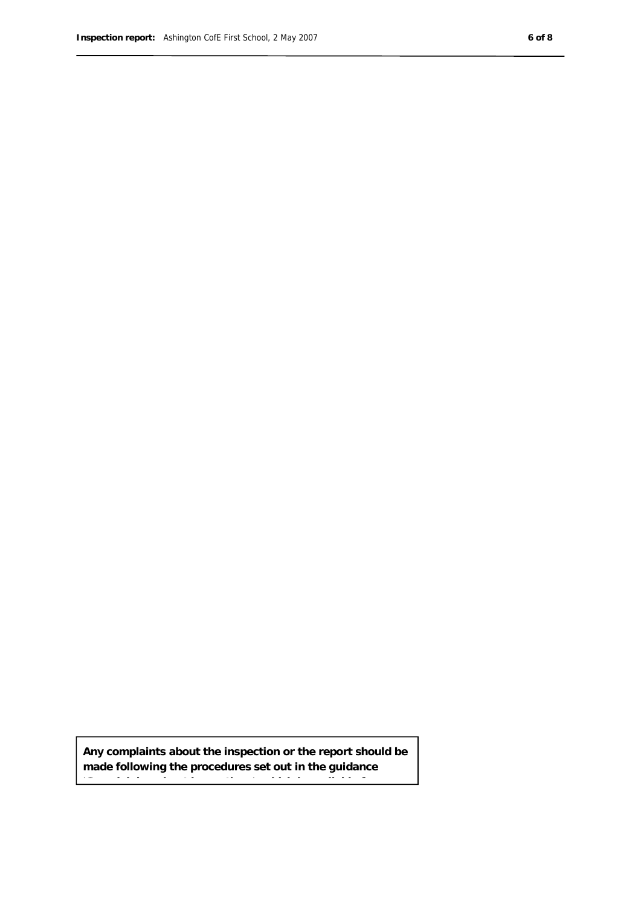**Any complaints about the inspection or the report should be made following the procedures set out in the guidance**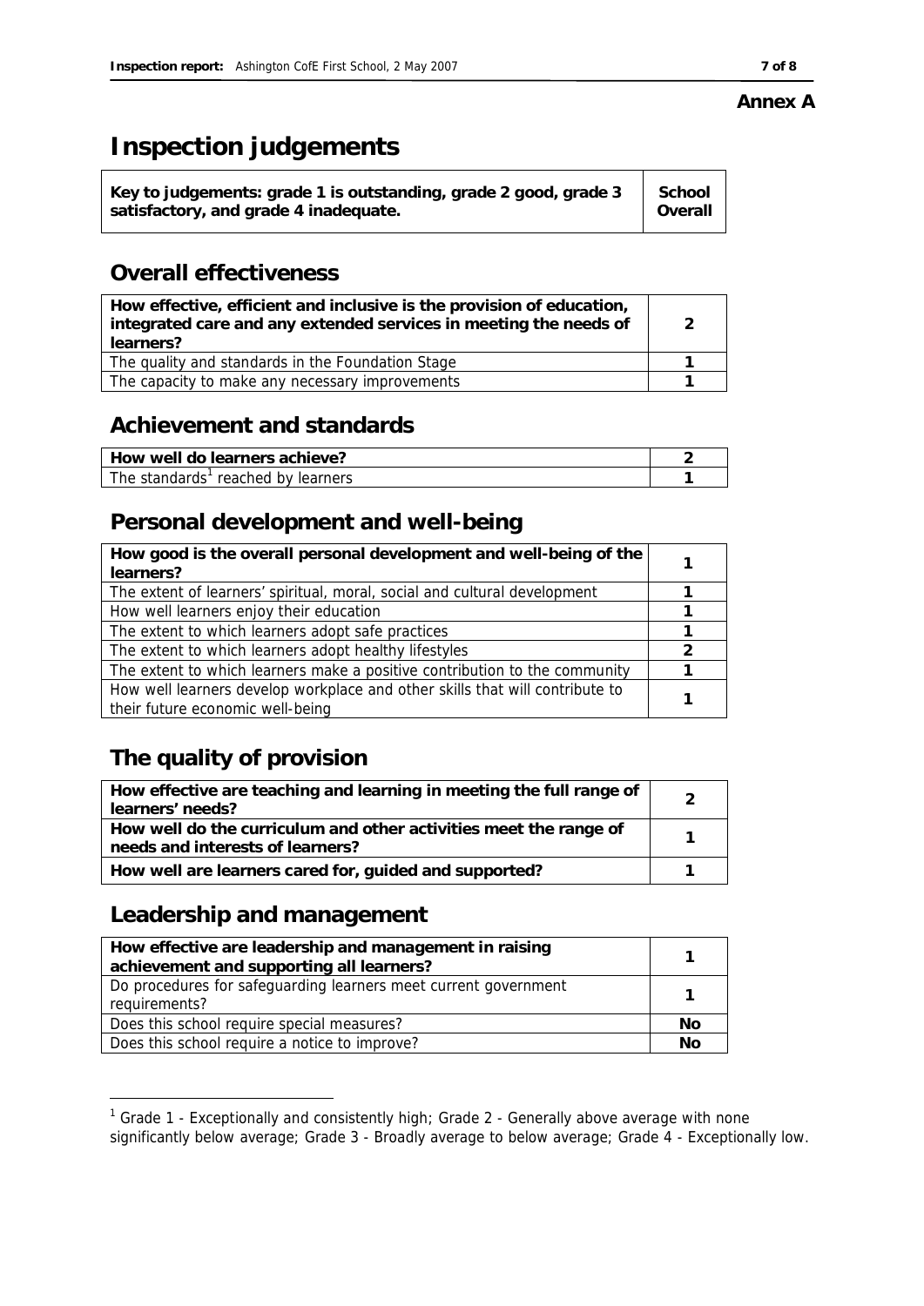**Annex A**

# Inspection judgements

| Key to judgements: grade 1 is outstanding, grade 2 good, grade 3 satisfactory, and grade 4 inadequate. | School Overall |
|---|---|

## Overall effectiveness

| | |
|---|---|
| **How effective, efficient and inclusive is the provision of education, integrated care and any extended services in meeting the needs of learners?** | 2 |
| The quality and standards in the Foundation Stage | 1 |
| The capacity to make any necessary improvements | 1 |

## Achievement and standards

| | |
|---|---|
| **How well do learners achieve?** | 2 |
| The standards[1] reached by learners | 1 |

## Personal development and well-being

| | |
|---|---|
| **How good is the overall personal development and well-being of the learners?** | 1 |
| The extent of learners' spiritual, moral, social and cultural development | 1 |
| How well learners enjoy their education | 1 |
| The extent to which learners adopt safe practices | 1 |
| The extent to which learners adopt healthy lifestyles | 2 |
| The extent to which learners make a positive contribution to the community | 1 |
| How well learners develop workplace and other skills that will contribute to their future economic well-being | 1 |

## The quality of provision

| | |
|---|---|
| **How effective are teaching and learning in meeting the full range of learners' needs?** | 2 |
| **How well do the curriculum and other activities meet the range of needs and interests of learners?** | 1 |
| **How well are learners cared for, guided and supported?** | 1 |

## Leadership and management

| | |
|---|---|
| **How effective are leadership and management in raising achievement and supporting all learners?** | 1 |
| Do procedures for safeguarding learners meet current government requirements? | 1 |
| Does this school require special measures? | No |
| Does this school require a notice to improve? | No |

[1] Grade 1 - Exceptionally and consistently high; Grade 2 - Generally above average with none significantly below average; Grade 3 - Broadly average to below average; Grade 4 - Exceptionally low.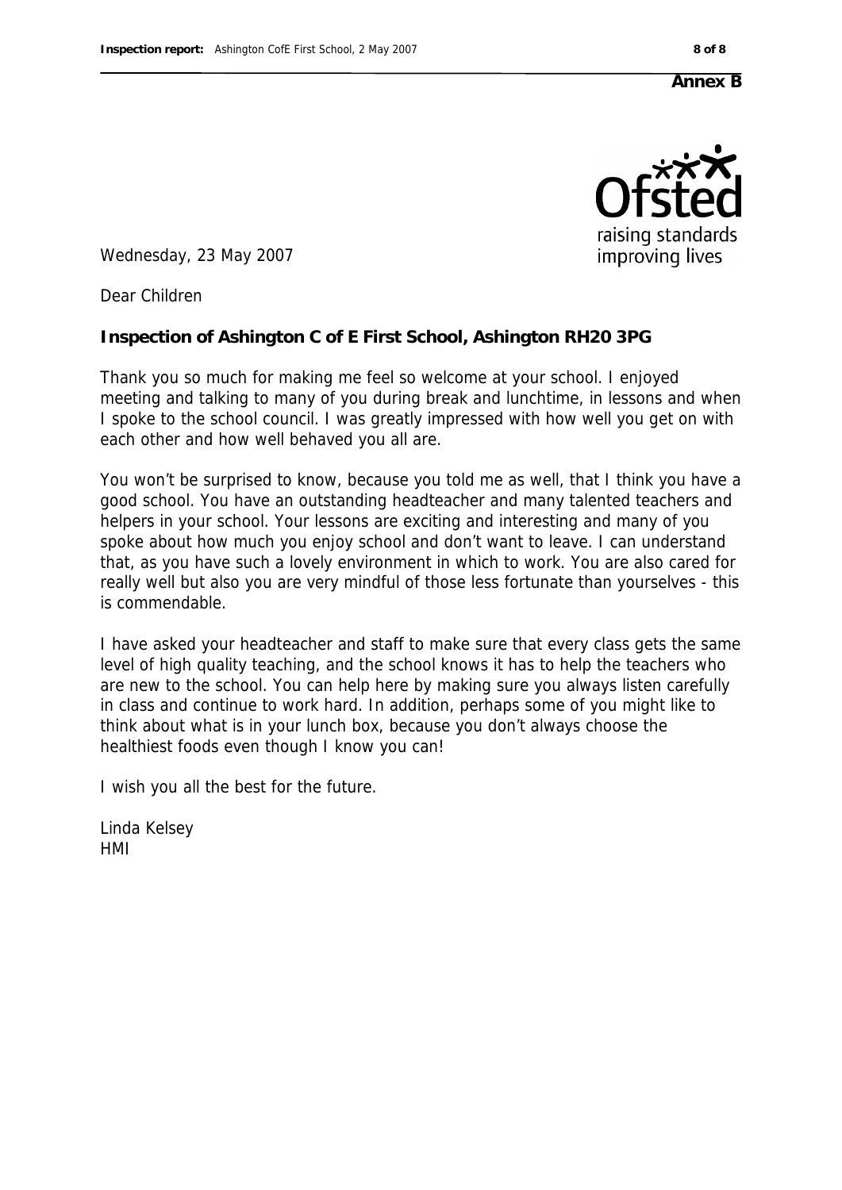**Annex B**

Wednesday, 23 May 2007

Dear Children

**Inspection of Ashington C of E First School, Ashington RH20 3PG**

Thank you so much for making me feel so welcome at your school. I enjoyed meeting and talking to many of you during break and lunchtime, in lessons and when I spoke to the school council. I was greatly impressed with how well you get on with each other and how well behaved you all are.

You won't be surprised to know, because you told me as well, that I think you have a good school. You have an outstanding headteacher and many talented teachers and helpers in your school. Your lessons are exciting and interesting and many of you spoke about how much you enjoy school and don't want to leave. I can understand that, as you have such a lovely environment in which to work. You are also cared for really well but also you are very mindful of those less fortunate than yourselves - this is commendable.

I have asked your headteacher and staff to make sure that every class gets the same level of high quality teaching, and the school knows it has to help the teachers who are new to the school. You can help here by making sure you always listen carefully in class and continue to work hard. In addition, perhaps some of you might like to think about what is in your lunch box, because you don't always choose the healthiest foods even though I know you can!

I wish you all the best for the future.

Linda Kelsey
HMI